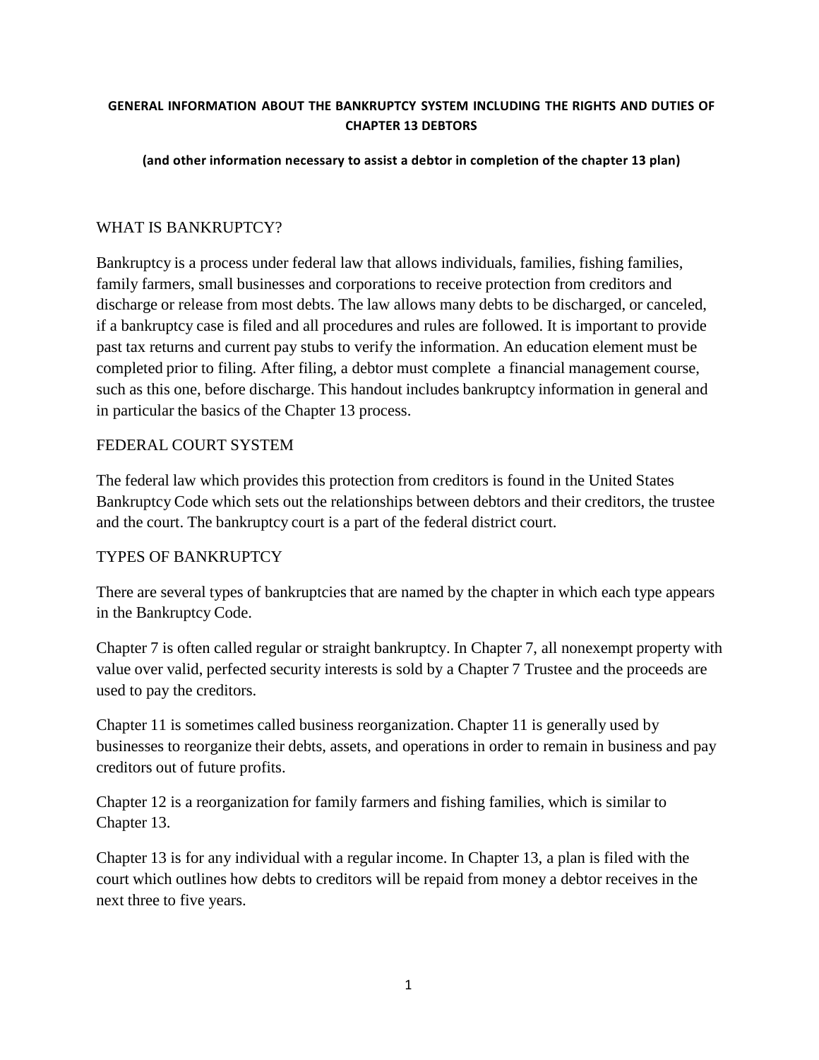# GENERAL INFORMATION ABOUT THE BANKRUPTCY SYSTEM INCLUDING THE RIGHTS AND DUTIES OF CHAPTER 13 DEBTORS

**(and other information necessary to assist a debtor in completion of the chapter 13 plan)**

## WHAT IS BANKRUPTCY?

Bankruptcy is a process under federal law that allows individuals, families, fishing families, family farmers, small businesses and corporations to receive protection from creditors and discharge or release from most debts. The law allows many debts to be discharged, or canceled, if a bankruptcy case is filed and all procedures and rules are followed. It is important to provide past tax returns and current pay stubs to verify the information. An education element must be completed prior to filing. After filing, a debtor must complete a financial management course, such as this one, before discharge. This handout includes bankruptcy information in general and in particular the basics of the Chapter 13 process.

## FEDERAL COURT SYSTEM

The federal law which provides this protection from creditors is found in the United States Bankruptcy Code which sets out the relationships between debtors and their creditors, the trustee and the court. The bankruptcy court is a part of the federal district court.

## TYPES OF BANKRUPTCY

There are several types of bankruptcies that are named by the chapter in which each type appears in the Bankruptcy Code.

Chapter 7 is often called regular or straight bankruptcy. In Chapter 7, all nonexempt property with value over valid, perfected security interests is sold by a Chapter 7 Trustee and the proceeds are used to pay the creditors.

Chapter 11 is sometimes called business reorganization. Chapter 11 is generally used by businesses to reorganize their debts, assets, and operations in order to remain in business and pay creditors out of future profits.

Chapter 12 is a reorganization for family farmers and fishing families, which is similar to Chapter 13.

Chapter 13 is for any individual with a regular income. In Chapter 13, a plan is filed with the court which outlines how debts to creditors will be repaid from money a debtor receives in the next three to five years.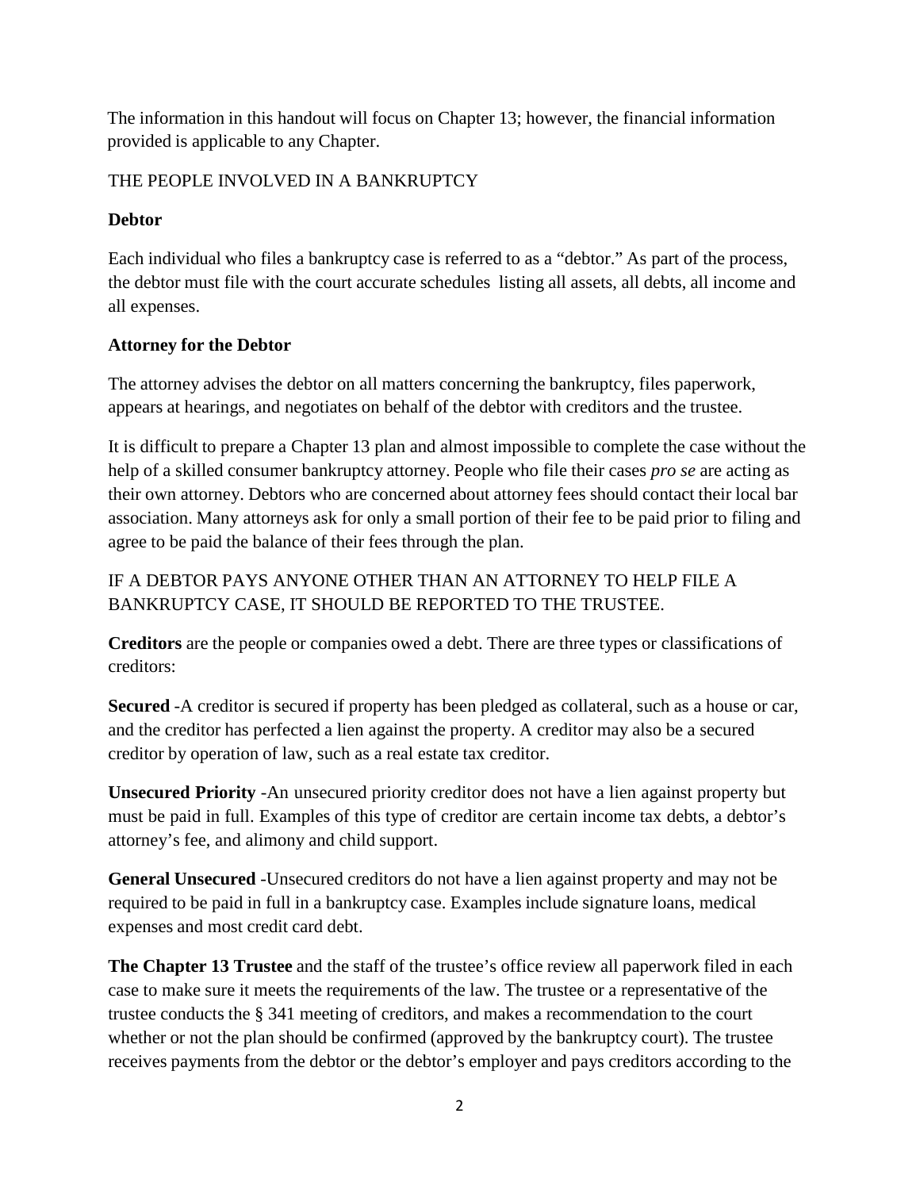The information in this handout will focus on Chapter 13; however, the financial information provided is applicable to any Chapter.

## THE PEOPLE INVOLVED IN A BANKRUPTCY

### Debtor

Each individual who files a bankruptcy case is referred to as a "debtor." As part of the process, the debtor must file with the court accurate schedules listing all assets, all debts, all income and all expenses.

### Attorney for the Debtor

The attorney advises the debtor on all matters concerning the bankruptcy, files paperwork, appears at hearings, and negotiates on behalf of the debtor with creditors and the trustee.

It is difficult to prepare a Chapter 13 plan and almost impossible to complete the case without the help of a skilled consumer bankruptcy attorney. People who file their cases *pro se* are acting as their own attorney. Debtors who are concerned about attorney fees should contact their local bar association. Many attorneys ask for only a small portion of their fee to be paid prior to filing and agree to be paid the balance of their fees through the plan.

IF A DEBTOR PAYS ANYONE OTHER THAN AN ATTORNEY TO HELP FILE A BANKRUPTCY CASE, IT SHOULD BE REPORTED TO THE TRUSTEE.

**Creditors** are the people or companies owed a debt. There are three types or classifications of creditors:

**Secured** -A creditor is secured if property has been pledged as collateral, such as a house or car, and the creditor has perfected a lien against the property. A creditor may also be a secured creditor by operation of law, such as a real estate tax creditor.

**Unsecured Priority** -An unsecured priority creditor does not have a lien against property but must be paid in full. Examples of this type of creditor are certain income tax debts, a debtor's attorney's fee, and alimony and child support.

**General Unsecured** -Unsecured creditors do not have a lien against property and may not be required to be paid in full in a bankruptcy case. Examples include signature loans, medical expenses and most credit card debt.

**The Chapter 13 Trustee** and the staff of the trustee's office review all paperwork filed in each case to make sure it meets the requirements of the law. The trustee or a representative of the trustee conducts the § 341 meeting of creditors, and makes a recommendation to the court whether or not the plan should be confirmed (approved by the bankruptcy court). The trustee receives payments from the debtor or the debtor's employer and pays creditors according to the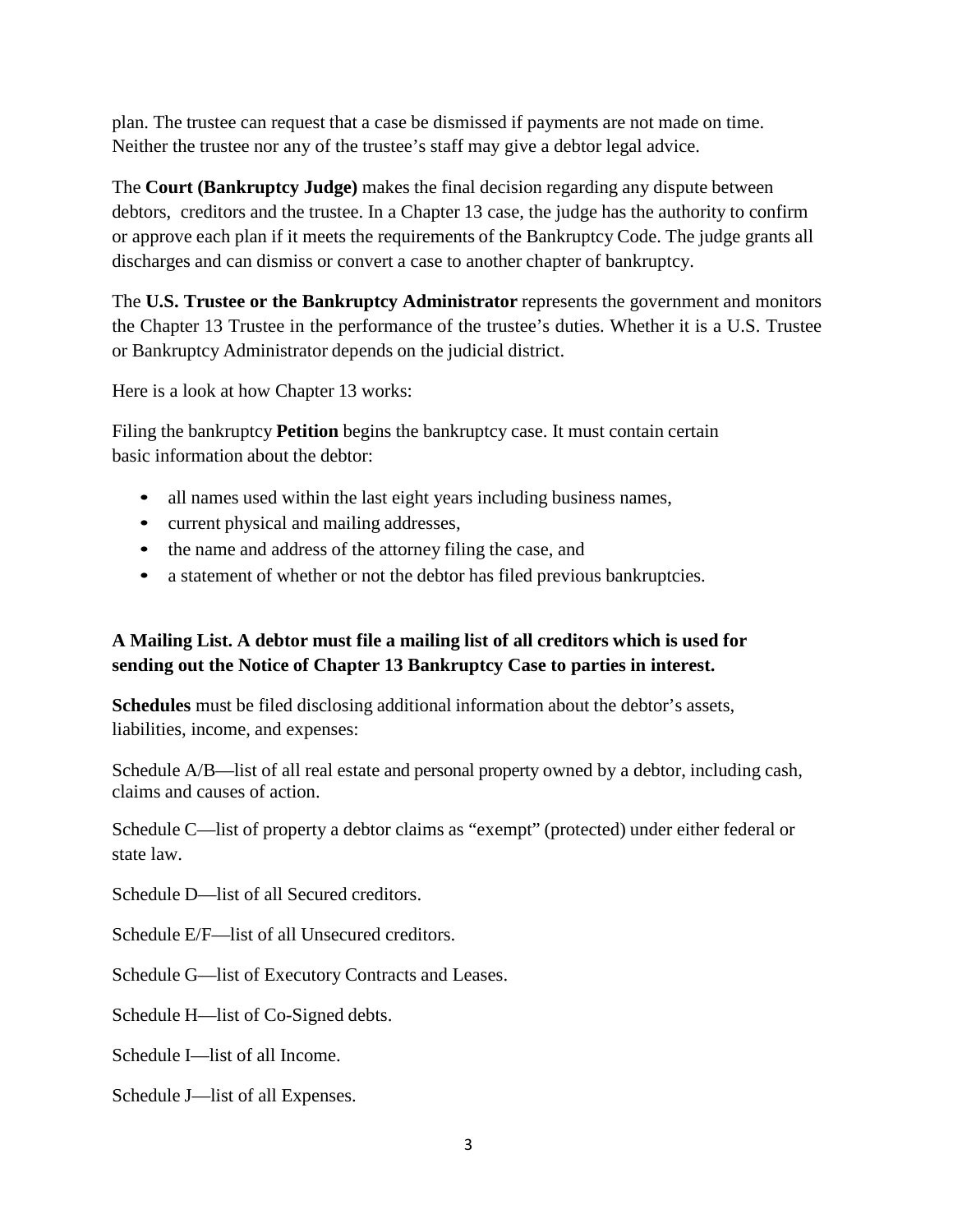plan. The trustee can request that a case be dismissed if payments are not made on time. Neither the trustee nor any of the trustee's staff may give a debtor legal advice.

The **Court (Bankruptcy Judge)** makes the final decision regarding any dispute between debtors, creditors and the trustee. In a Chapter 13 case, the judge has the authority to confirm or approve each plan if it meets the requirements of the Bankruptcy Code. The judge grants all discharges and can dismiss or convert a case to another chapter of bankruptcy.

The **U.S. Trustee or the Bankruptcy Administrator** represents the government and monitors the Chapter 13 Trustee in the performance of the trustee's duties. Whether it is a U.S. Trustee or Bankruptcy Administrator depends on the judicial district.

Here is a look at how Chapter 13 works:

Filing the bankruptcy **Petition** begins the bankruptcy case. It must contain certain basic information about the debtor:

- all names used within the last eight years including business names,
- current physical and mailing addresses,
- the name and address of the attorney filing the case, and
- a statement of whether or not the debtor has filed previous bankruptcies.

**A Mailing List. A debtor must file a mailing list of all creditors which is used for sending out the Notice of Chapter 13 Bankruptcy Case to parties in interest.**

**Schedules** must be filed disclosing additional information about the debtor's assets, liabilities, income, and expenses:

Schedule A/B—list of all real estate and personal property owned by a debtor, including cash, claims and causes of action.

Schedule C—list of property a debtor claims as "exempt" (protected) under either federal or state law.

Schedule D—list of all Secured creditors.

Schedule E/F—list of all Unsecured creditors.

Schedule G—list of Executory Contracts and Leases.

Schedule H—list of Co-Signed debts.

Schedule I—list of all Income.

Schedule J—list of all Expenses.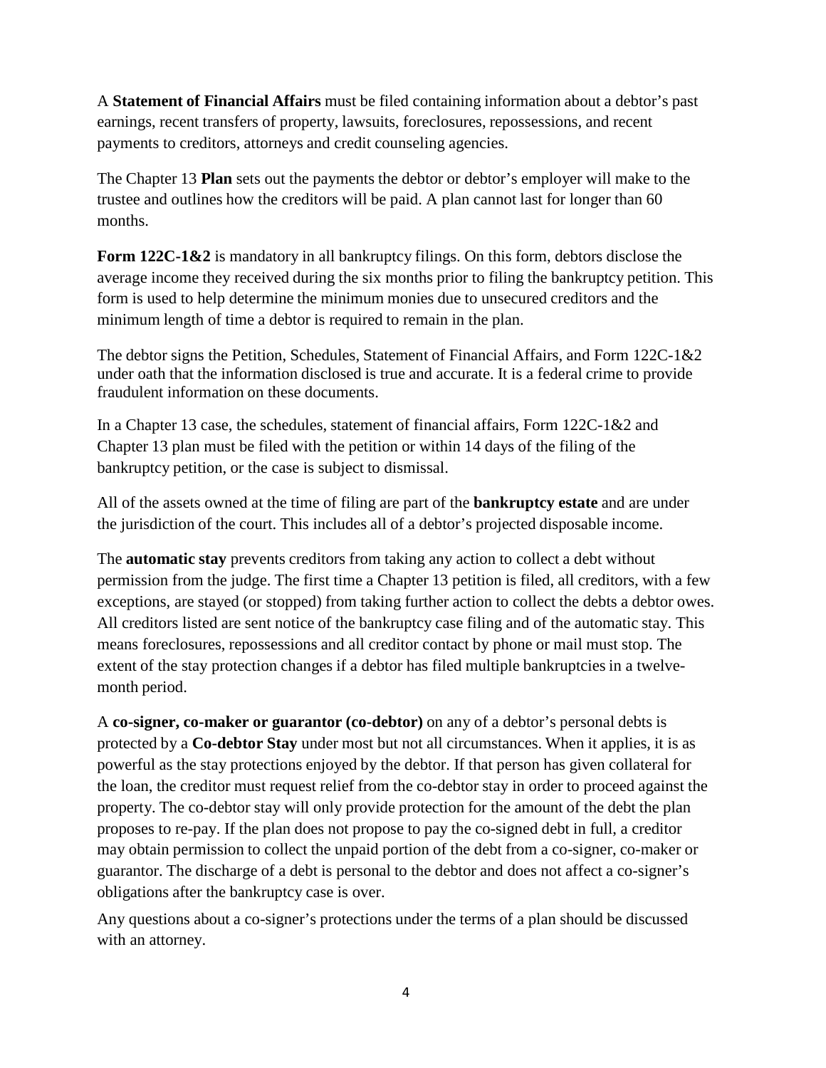A **Statement of Financial Affairs** must be filed containing information about a debtor's past earnings, recent transfers of property, lawsuits, foreclosures, repossessions, and recent payments to creditors, attorneys and credit counseling agencies.

The Chapter 13 **Plan** sets out the payments the debtor or debtor's employer will make to the trustee and outlines how the creditors will be paid. A plan cannot last for longer than 60 months.

**Form 122C-1&2** is mandatory in all bankruptcy filings. On this form, debtors disclose the average income they received during the six months prior to filing the bankruptcy petition. This form is used to help determine the minimum monies due to unsecured creditors and the minimum length of time a debtor is required to remain in the plan.

The debtor signs the Petition, Schedules, Statement of Financial Affairs, and Form 122C-1&2 under oath that the information disclosed is true and accurate. It is a federal crime to provide fraudulent information on these documents.

In a Chapter 13 case, the schedules, statement of financial affairs, Form 122C-1&2 and Chapter 13 plan must be filed with the petition or within 14 days of the filing of the bankruptcy petition, or the case is subject to dismissal.

All of the assets owned at the time of filing are part of the **bankruptcy estate** and are under the jurisdiction of the court. This includes all of a debtor's projected disposable income.

The **automatic stay** prevents creditors from taking any action to collect a debt without permission from the judge. The first time a Chapter 13 petition is filed, all creditors, with a few exceptions, are stayed (or stopped) from taking further action to collect the debts a debtor owes. All creditors listed are sent notice of the bankruptcy case filing and of the automatic stay. This means foreclosures, repossessions and all creditor contact by phone or mail must stop. The extent of the stay protection changes if a debtor has filed multiple bankruptcies in a twelve-month period.

A **co-signer, co-maker or guarantor (co-debtor)** on any of a debtor's personal debts is protected by a **Co-debtor Stay** under most but not all circumstances. When it applies, it is as powerful as the stay protections enjoyed by the debtor. If that person has given collateral for the loan, the creditor must request relief from the co-debtor stay in order to proceed against the property. The co-debtor stay will only provide protection for the amount of the debt the plan proposes to re-pay. If the plan does not propose to pay the co-signed debt in full, a creditor may obtain permission to collect the unpaid portion of the debt from a co-signer, co-maker or guarantor. The discharge of a debt is personal to the debtor and does not affect a co-signer's obligations after the bankruptcy case is over.

Any questions about a co-signer's protections under the terms of a plan should be discussed with an attorney.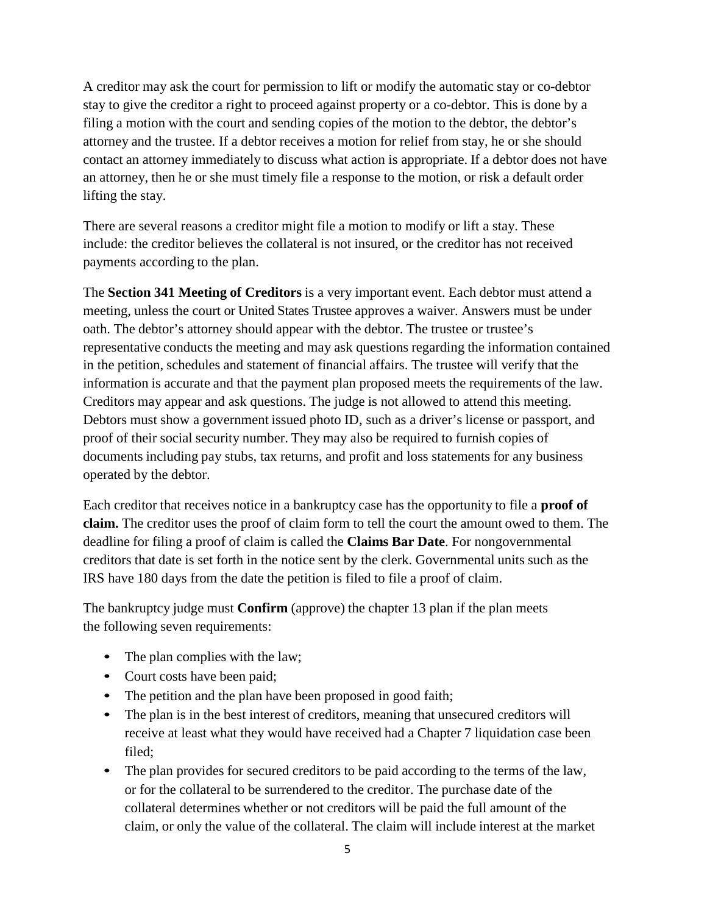A creditor may ask the court for permission to lift or modify the automatic stay or co-debtor stay to give the creditor a right to proceed against property or a co-debtor. This is done by a filing a motion with the court and sending copies of the motion to the debtor, the debtor's attorney and the trustee. If a debtor receives a motion for relief from stay, he or she should contact an attorney immediately to discuss what action is appropriate. If a debtor does not have an attorney, then he or she must timely file a response to the motion, or risk a default order lifting the stay.

There are several reasons a creditor might file a motion to modify or lift a stay. These include: the creditor believes the collateral is not insured, or the creditor has not received payments according to the plan.

The **Section 341 Meeting of Creditors** is a very important event. Each debtor must attend a meeting, unless the court or United States Trustee approves a waiver. Answers must be under oath. The debtor's attorney should appear with the debtor. The trustee or trustee's representative conducts the meeting and may ask questions regarding the information contained in the petition, schedules and statement of financial affairs. The trustee will verify that the information is accurate and that the payment plan proposed meets the requirements of the law. Creditors may appear and ask questions. The judge is not allowed to attend this meeting. Debtors must show a government issued photo ID, such as a driver's license or passport, and proof of their social security number. They may also be required to furnish copies of documents including pay stubs, tax returns, and profit and loss statements for any business operated by the debtor.

Each creditor that receives notice in a bankruptcy case has the opportunity to file a **proof of claim.** The creditor uses the proof of claim form to tell the court the amount owed to them. The deadline for filing a proof of claim is called the **Claims Bar Date**. For nongovernmental creditors that date is set forth in the notice sent by the clerk. Governmental units such as the IRS have 180 days from the date the petition is filed to file a proof of claim.

The bankruptcy judge must **Confirm** (approve) the chapter 13 plan if the plan meets the following seven requirements:

- The plan complies with the law;
- Court costs have been paid;
- The petition and the plan have been proposed in good faith;
- The plan is in the best interest of creditors, meaning that unsecured creditors will receive at least what they would have received had a Chapter 7 liquidation case been filed;
- The plan provides for secured creditors to be paid according to the terms of the law, or for the collateral to be surrendered to the creditor. The purchase date of the collateral determines whether or not creditors will be paid the full amount of the claim, or only the value of the collateral. The claim will include interest at the market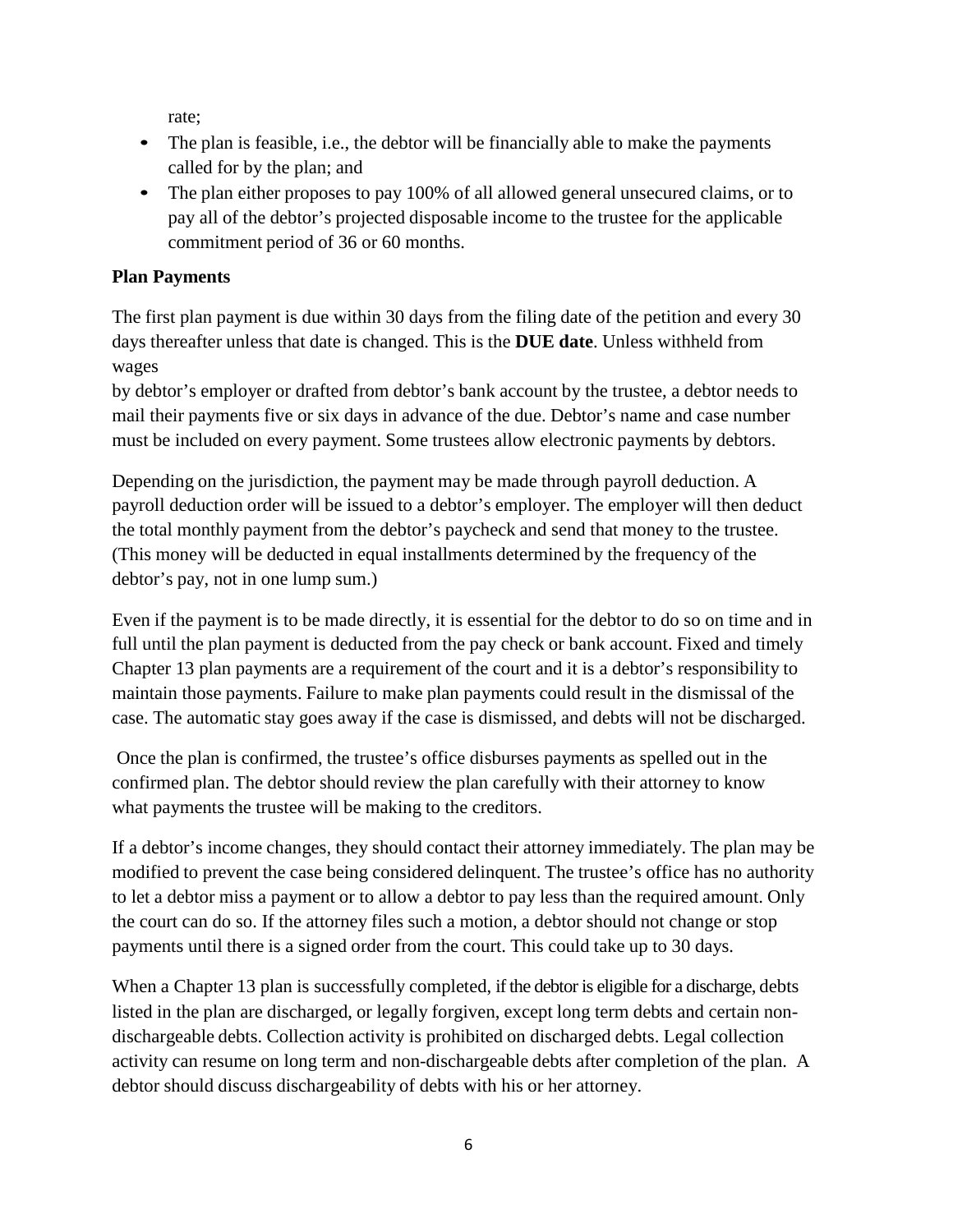rate;

- The plan is feasible, i.e., the debtor will be financially able to make the payments called for by the plan; and
- The plan either proposes to pay 100% of all allowed general unsecured claims, or to pay all of the debtor's projected disposable income to the trustee for the applicable commitment period of 36 or 60 months.

**Plan Payments**

The first plan payment is due within 30 days from the filing date of the petition and every 30 days thereafter unless that date is changed. This is the **DUE date**. Unless withheld from wages by debtor's employer or drafted from debtor's bank account by the trustee, a debtor needs to mail their payments five or six days in advance of the due. Debtor's name and case number must be included on every payment. Some trustees allow electronic payments by debtors.

Depending on the jurisdiction, the payment may be made through payroll deduction. A payroll deduction order will be issued to a debtor's employer. The employer will then deduct the total monthly payment from the debtor's paycheck and send that money to the trustee. (This money will be deducted in equal installments determined by the frequency of the debtor's pay, not in one lump sum.)

Even if the payment is to be made directly, it is essential for the debtor to do so on time and in full until the plan payment is deducted from the pay check or bank account. Fixed and timely Chapter 13 plan payments are a requirement of the court and it is a debtor's responsibility to maintain those payments. Failure to make plan payments could result in the dismissal of the case. The automatic stay goes away if the case is dismissed, and debts will not be discharged.

Once the plan is confirmed, the trustee's office disburses payments as spelled out in the confirmed plan. The debtor should review the plan carefully with their attorney to know what payments the trustee will be making to the creditors.

If a debtor's income changes, they should contact their attorney immediately. The plan may be modified to prevent the case being considered delinquent. The trustee's office has no authority to let a debtor miss a payment or to allow a debtor to pay less than the required amount. Only the court can do so. If the attorney files such a motion, a debtor should not change or stop payments until there is a signed order from the court. This could take up to 30 days.

When a Chapter 13 plan is successfully completed, if the debtor is eligible for a discharge, debts listed in the plan are discharged, or legally forgiven, except long term debts and certain non-dischargeable debts. Collection activity is prohibited on discharged debts. Legal collection activity can resume on long term and non-dischargeable debts after completion of the plan. A debtor should discuss dischargeability of debts with his or her attorney.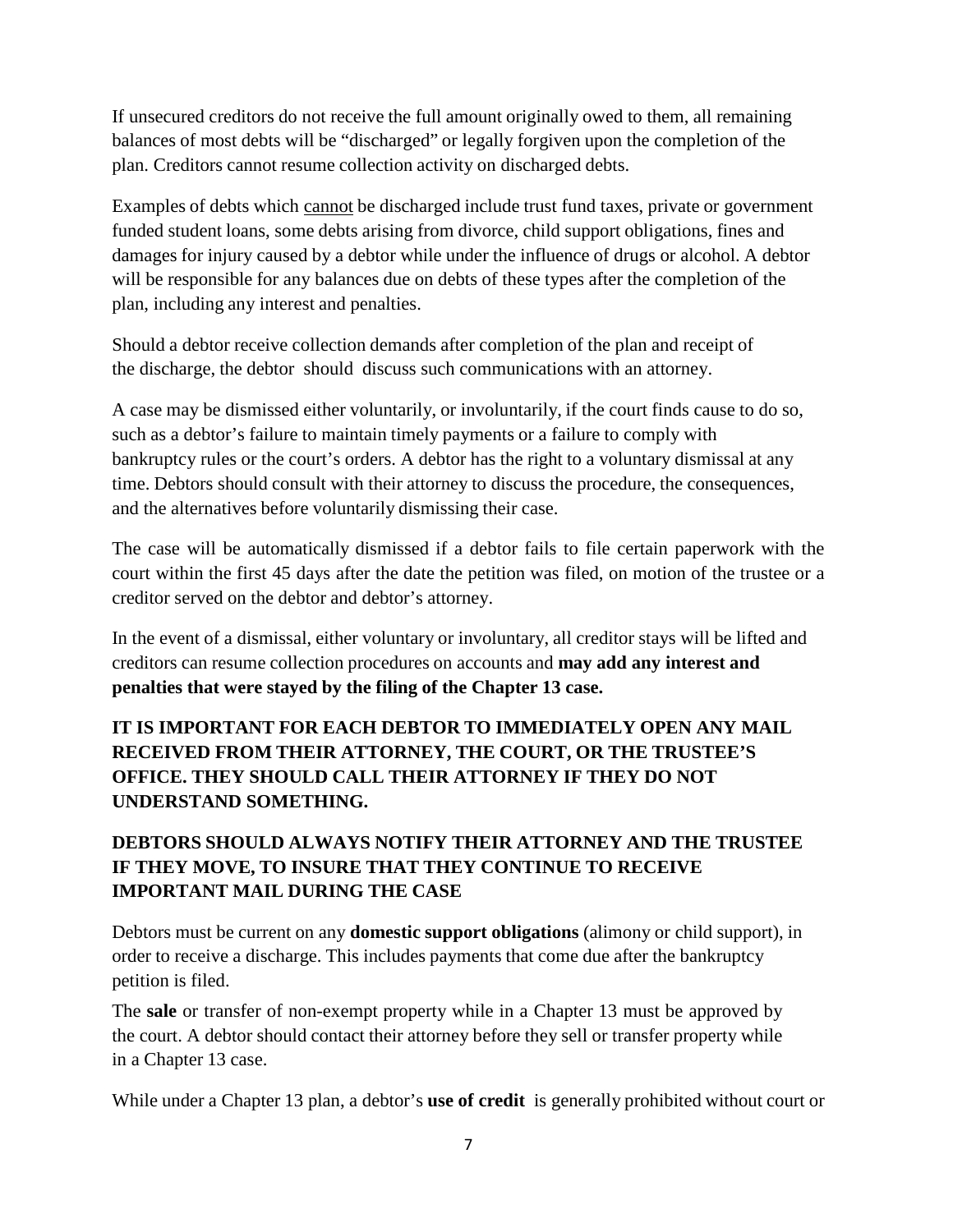If unsecured creditors do not receive the full amount originally owed to them, all remaining balances of most debts will be "discharged" or legally forgiven upon the completion of the plan. Creditors cannot resume collection activity on discharged debts.

Examples of debts which <u>cannot</u> be discharged include trust fund taxes, private or government funded student loans, some debts arising from divorce, child support obligations, fines and damages for injury caused by a debtor while under the influence of drugs or alcohol. A debtor will be responsible for any balances due on debts of these types after the completion of the plan, including any interest and penalties.

Should a debtor receive collection demands after completion of the plan and receipt of the discharge, the debtor should discuss such communications with an attorney.

A case may be dismissed either voluntarily, or involuntarily, if the court finds cause to do so, such as a debtor's failure to maintain timely payments or a failure to comply with bankruptcy rules or the court's orders. A debtor has the right to a voluntary dismissal at any time. Debtors should consult with their attorney to discuss the procedure, the consequences, and the alternatives before voluntarily dismissing their case.

The case will be automatically dismissed if a debtor fails to file certain paperwork with the court within the first 45 days after the date the petition was filed, on motion of the trustee or a creditor served on the debtor and debtor's attorney.

In the event of a dismissal, either voluntary or involuntary, all creditor stays will be lifted and creditors can resume collection procedures on accounts and **may add any interest and penalties that were stayed by the filing of the Chapter 13 case.**

**IT IS IMPORTANT FOR EACH DEBTOR TO IMMEDIATELY OPEN ANY MAIL RECEIVED FROM THEIR ATTORNEY, THE COURT, OR THE TRUSTEE'S OFFICE. THEY SHOULD CALL THEIR ATTORNEY IF THEY DO NOT UNDERSTAND SOMETHING.**

**DEBTORS SHOULD ALWAYS NOTIFY THEIR ATTORNEY AND THE TRUSTEE IF THEY MOVE, TO INSURE THAT THEY CONTINUE TO RECEIVE IMPORTANT MAIL DURING THE CASE**

Debtors must be current on any **domestic support obligations** (alimony or child support), in order to receive a discharge. This includes payments that come due after the bankruptcy petition is filed.

The **sale** or transfer of non-exempt property while in a Chapter 13 must be approved by the court. A debtor should contact their attorney before they sell or transfer property while in a Chapter 13 case.

While under a Chapter 13 plan, a debtor's **use of credit** is generally prohibited without court or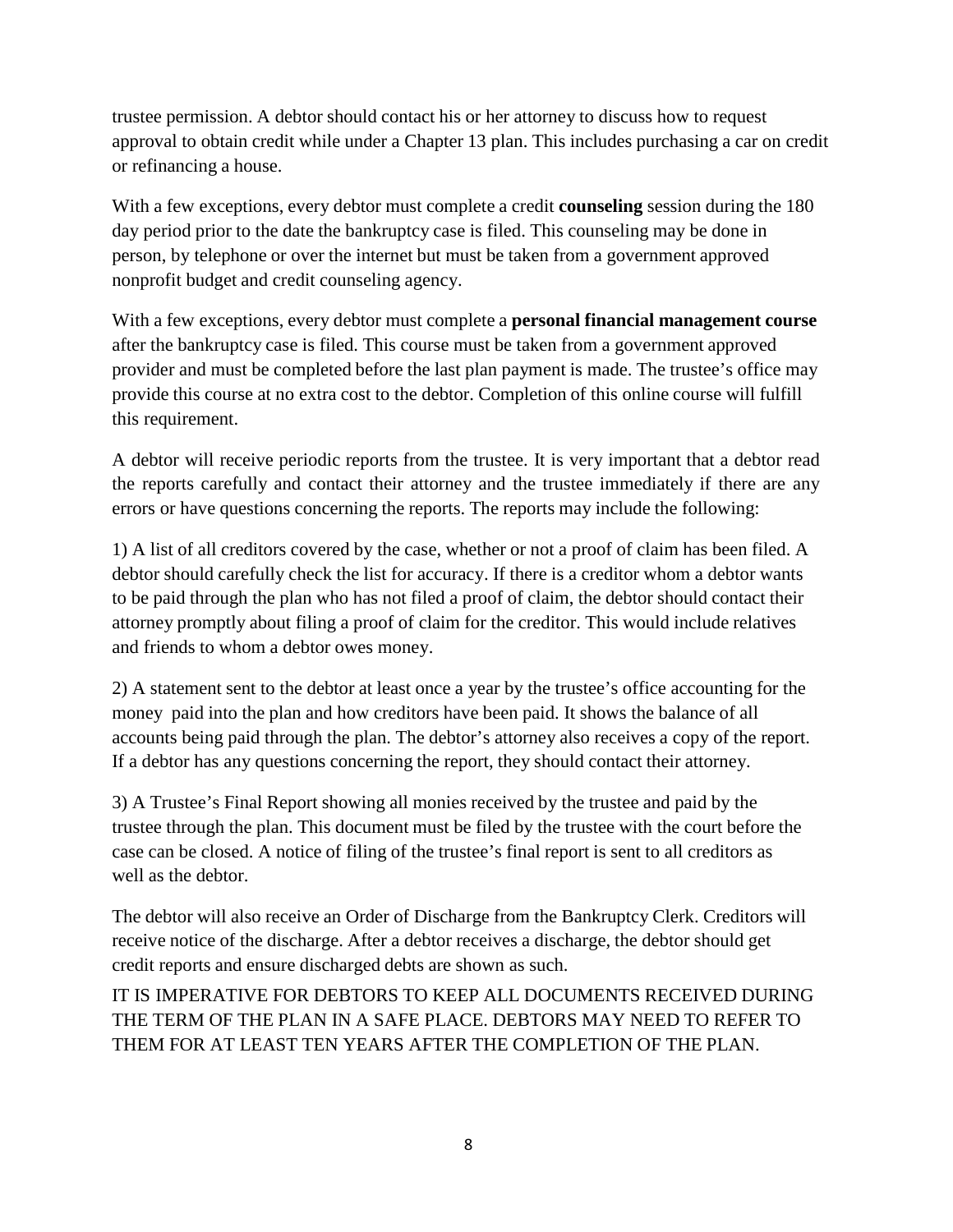trustee permission. A debtor should contact his or her attorney to discuss how to request approval to obtain credit while under a Chapter 13 plan. This includes purchasing a car on credit or refinancing a house.

With a few exceptions, every debtor must complete a credit **counseling** session during the 180 day period prior to the date the bankruptcy case is filed. This counseling may be done in person, by telephone or over the internet but must be taken from a government approved nonprofit budget and credit counseling agency.

With a few exceptions, every debtor must complete a **personal financial management course** after the bankruptcy case is filed. This course must be taken from a government approved provider and must be completed before the last plan payment is made. The trustee's office may provide this course at no extra cost to the debtor. Completion of this online course will fulfill this requirement.

A debtor will receive periodic reports from the trustee. It is very important that a debtor read the reports carefully and contact their attorney and the trustee immediately if there are any errors or have questions concerning the reports. The reports may include the following:

1) A list of all creditors covered by the case, whether or not a proof of claim has been filed. A debtor should carefully check the list for accuracy. If there is a creditor whom a debtor wants to be paid through the plan who has not filed a proof of claim, the debtor should contact their attorney promptly about filing a proof of claim for the creditor. This would include relatives and friends to whom a debtor owes money.

2) A statement sent to the debtor at least once a year by the trustee's office accounting for the money paid into the plan and how creditors have been paid. It shows the balance of all accounts being paid through the plan. The debtor's attorney also receives a copy of the report. If a debtor has any questions concerning the report, they should contact their attorney.

3) A Trustee's Final Report showing all monies received by the trustee and paid by the trustee through the plan. This document must be filed by the trustee with the court before the case can be closed. A notice of filing of the trustee's final report is sent to all creditors as well as the debtor.

The debtor will also receive an Order of Discharge from the Bankruptcy Clerk. Creditors will receive notice of the discharge. After a debtor receives a discharge, the debtor should get credit reports and ensure discharged debts are shown as such.

IT IS IMPERATIVE FOR DEBTORS TO KEEP ALL DOCUMENTS RECEIVED DURING THE TERM OF THE PLAN IN A SAFE PLACE. DEBTORS MAY NEED TO REFER TO THEM FOR AT LEAST TEN YEARS AFTER THE COMPLETION OF THE PLAN.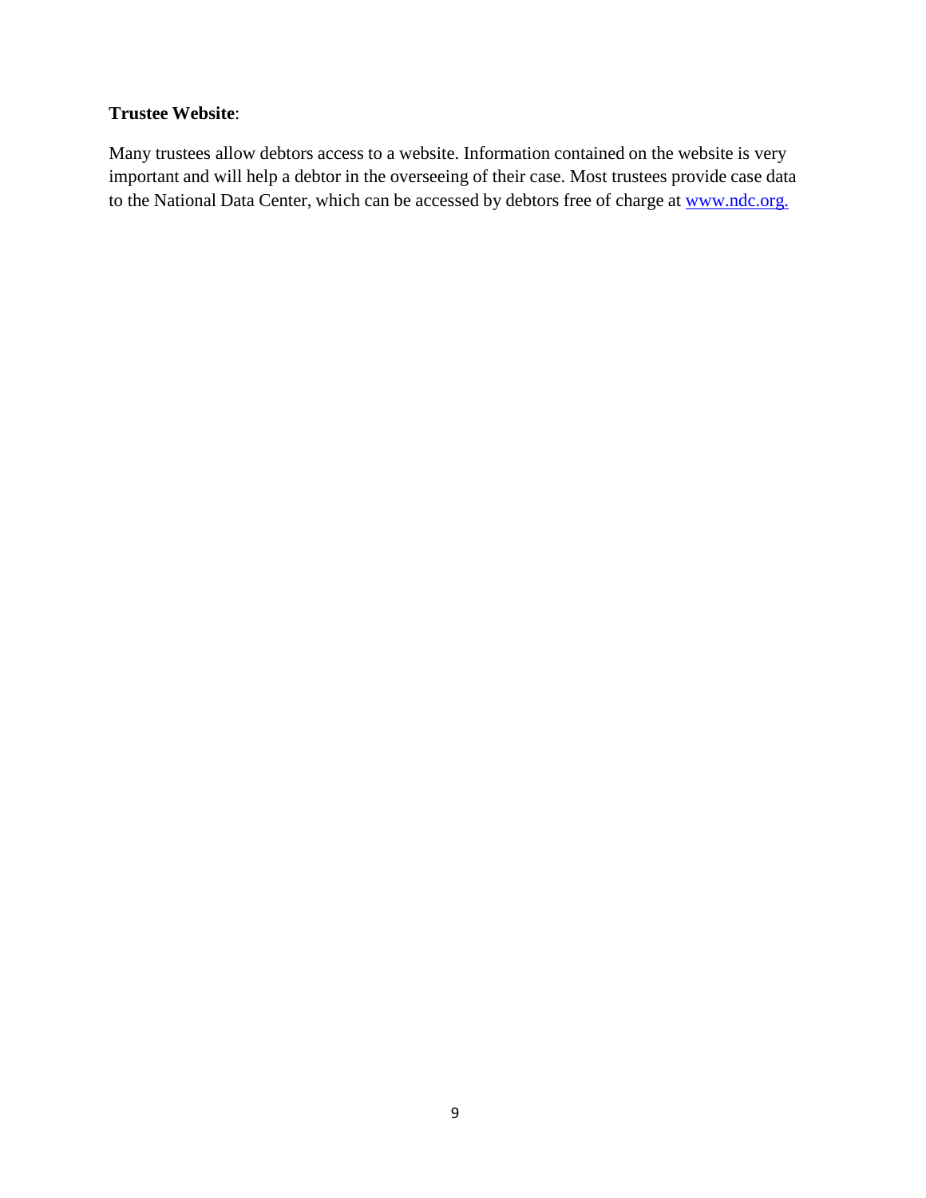**Trustee Website**:

Many trustees allow debtors access to a website. Information contained on the website is very important and will help a debtor in the overseeing of their case. Most trustees provide case data to the National Data Center, which can be accessed by debtors free of charge at www.ndc.org.